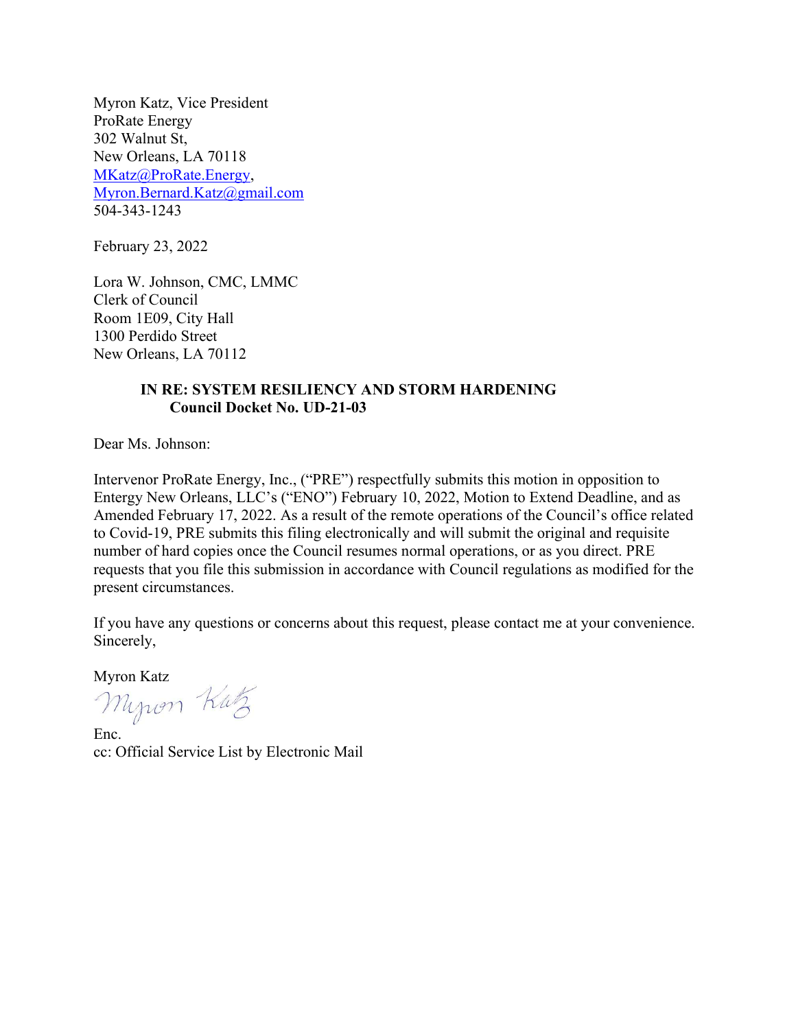Myron Katz, Vice President
ProRate Energy
302 Walnut St,
New Orleans, LA 70118
MKatz@ProRate.Energy,
Myron.Bernard.Katz@gmail.com
504-343-1243

February 23, 2022

Lora W. Johnson, CMC, LMMC
Clerk of Council
Room 1E09, City Hall
1300 Perdido Street
New Orleans, LA 70112

**IN RE: SYSTEM RESILIENCY AND STORM HARDENING**
**Council Docket No. UD-21-03**

Dear Ms. Johnson:

Intervenor ProRate Energy, Inc., ("PRE") respectfully submits this motion in opposition to Entergy New Orleans, LLC's ("ENO") February 10, 2022, Motion to Extend Deadline, and as Amended February 17, 2022. As a result of the remote operations of the Council's office related to Covid-19, PRE submits this filing electronically and will submit the original and requisite number of hard copies once the Council resumes normal operations, or as you direct. PRE requests that you file this submission in accordance with Council regulations as modified for the present circumstances.

If you have any questions or concerns about this request, please contact me at your convenience.
Sincerely,

Myron Katz

Enc.
cc: Official Service List by Electronic Mail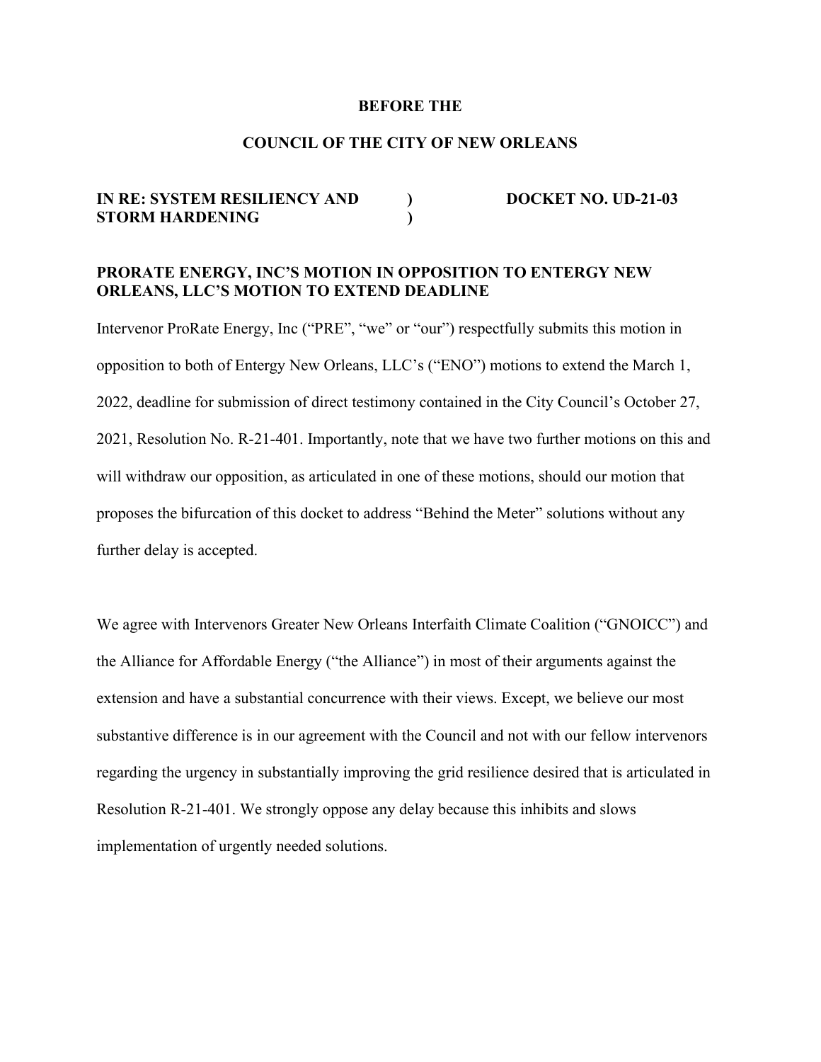**BEFORE THE**

**COUNCIL OF THE CITY OF NEW ORLEANS**

**IN RE: SYSTEM RESILIENCY AND STORM HARDENING** ) **DOCKET NO. UD-21-03**

**PRORATE ENERGY, INC'S MOTION IN OPPOSITION TO ENTERGY NEW ORLEANS, LLC'S MOTION TO EXTEND DEADLINE**

Intervenor ProRate Energy, Inc ("PRE", "we" or "our") respectfully submits this motion in opposition to both of Entergy New Orleans, LLC's ("ENO") motions to extend the March 1, 2022, deadline for submission of direct testimony contained in the City Council's October 27, 2021, Resolution No. R-21-401. Importantly, note that we have two further motions on this and will withdraw our opposition, as articulated in one of these motions, should our motion that proposes the bifurcation of this docket to address "Behind the Meter" solutions without any further delay is accepted.

We agree with Intervenors Greater New Orleans Interfaith Climate Coalition ("GNOICC") and the Alliance for Affordable Energy ("the Alliance") in most of their arguments against the extension and have a substantial concurrence with their views. Except, we believe our most substantive difference is in our agreement with the Council and not with our fellow intervenors regarding the urgency in substantially improving the grid resilience desired that is articulated in Resolution R-21-401. We strongly oppose any delay because this inhibits and slows implementation of urgently needed solutions.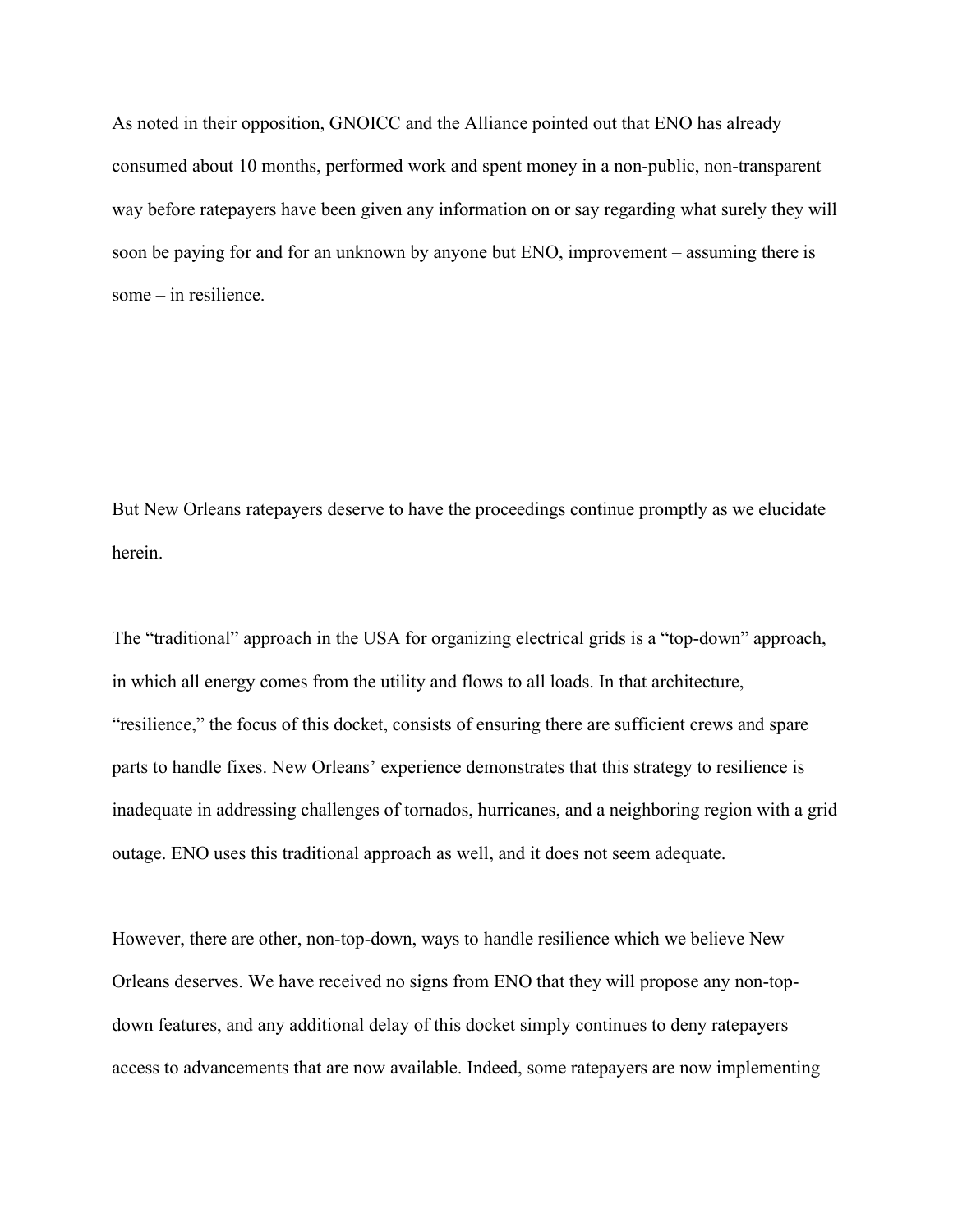As noted in their opposition, GNOICC and the Alliance pointed out that ENO has already consumed about 10 months, performed work and spent money in a non-public, non-transparent way before ratepayers have been given any information on or say regarding what surely they will soon be paying for and for an unknown by anyone but ENO, improvement – assuming there is some – in resilience.

But New Orleans ratepayers deserve to have the proceedings continue promptly as we elucidate herein.

The "traditional" approach in the USA for organizing electrical grids is a "top-down" approach, in which all energy comes from the utility and flows to all loads. In that architecture, "resilience," the focus of this docket, consists of ensuring there are sufficient crews and spare parts to handle fixes. New Orleans' experience demonstrates that this strategy to resilience is inadequate in addressing challenges of tornados, hurricanes, and a neighboring region with a grid outage. ENO uses this traditional approach as well, and it does not seem adequate.

However, there are other, non-top-down, ways to handle resilience which we believe New Orleans deserves. We have received no signs from ENO that they will propose any non-top-down features, and any additional delay of this docket simply continues to deny ratepayers access to advancements that are now available. Indeed, some ratepayers are now implementing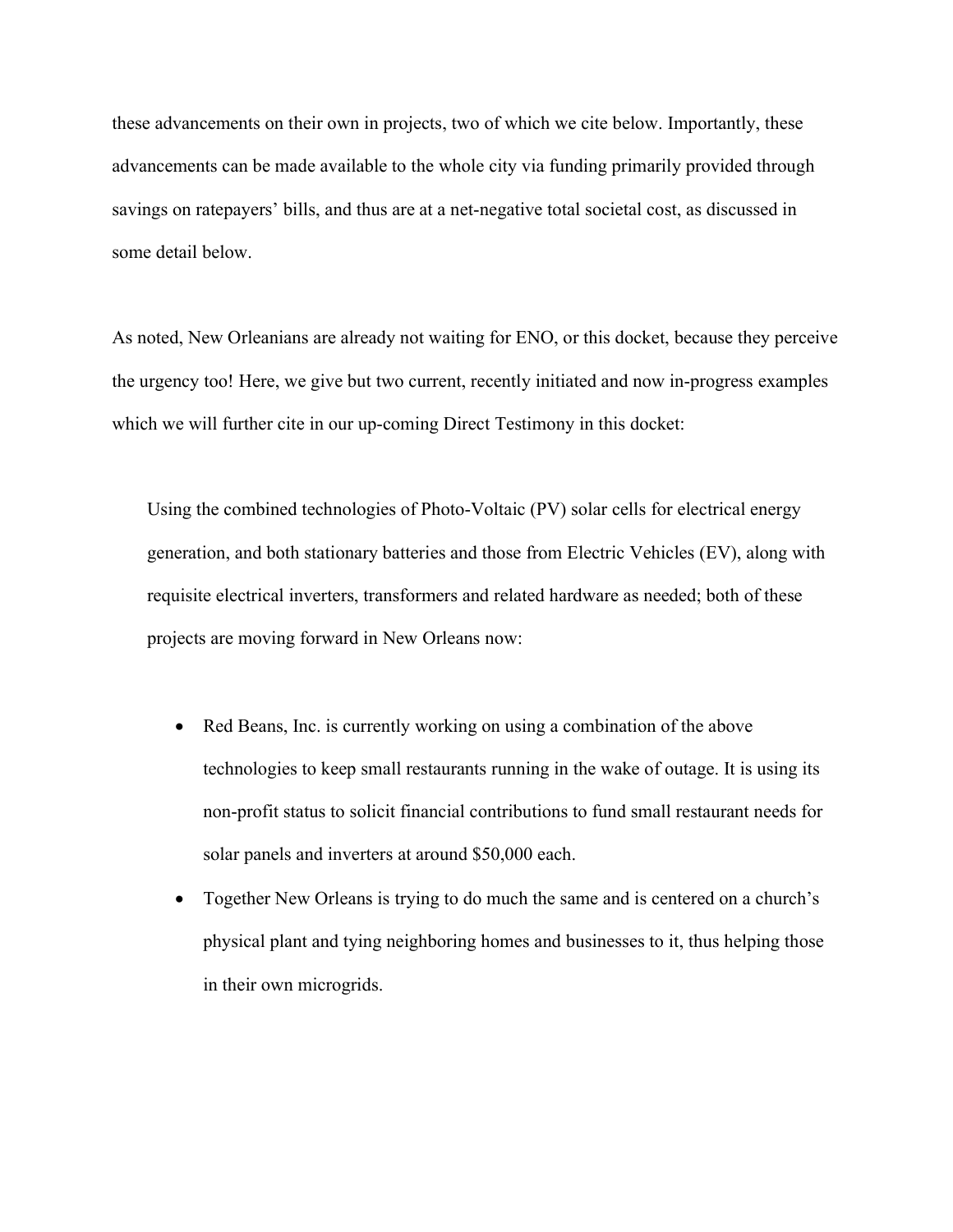these advancements on their own in projects, two of which we cite below. Importantly, these advancements can be made available to the whole city via funding primarily provided through savings on ratepayers' bills, and thus are at a net-negative total societal cost, as discussed in some detail below.

As noted, New Orleanians are already not waiting for ENO, or this docket, because they perceive the urgency too! Here, we give but two current, recently initiated and now in-progress examples which we will further cite in our up-coming Direct Testimony in this docket:

> Using the combined technologies of Photo-Voltaic (PV) solar cells for electrical energy generation, and both stationary batteries and those from Electric Vehicles (EV), along with requisite electrical inverters, transformers and related hardware as needed; both of these projects are moving forward in New Orleans now:
>
> - Red Beans, Inc. is currently working on using a combination of the above technologies to keep small restaurants running in the wake of outage. It is using its non-profit status to solicit financial contributions to fund small restaurant needs for solar panels and inverters at around $50,000 each.
> - Together New Orleans is trying to do much the same and is centered on a church's physical plant and tying neighboring homes and businesses to it, thus helping those in their own microgrids.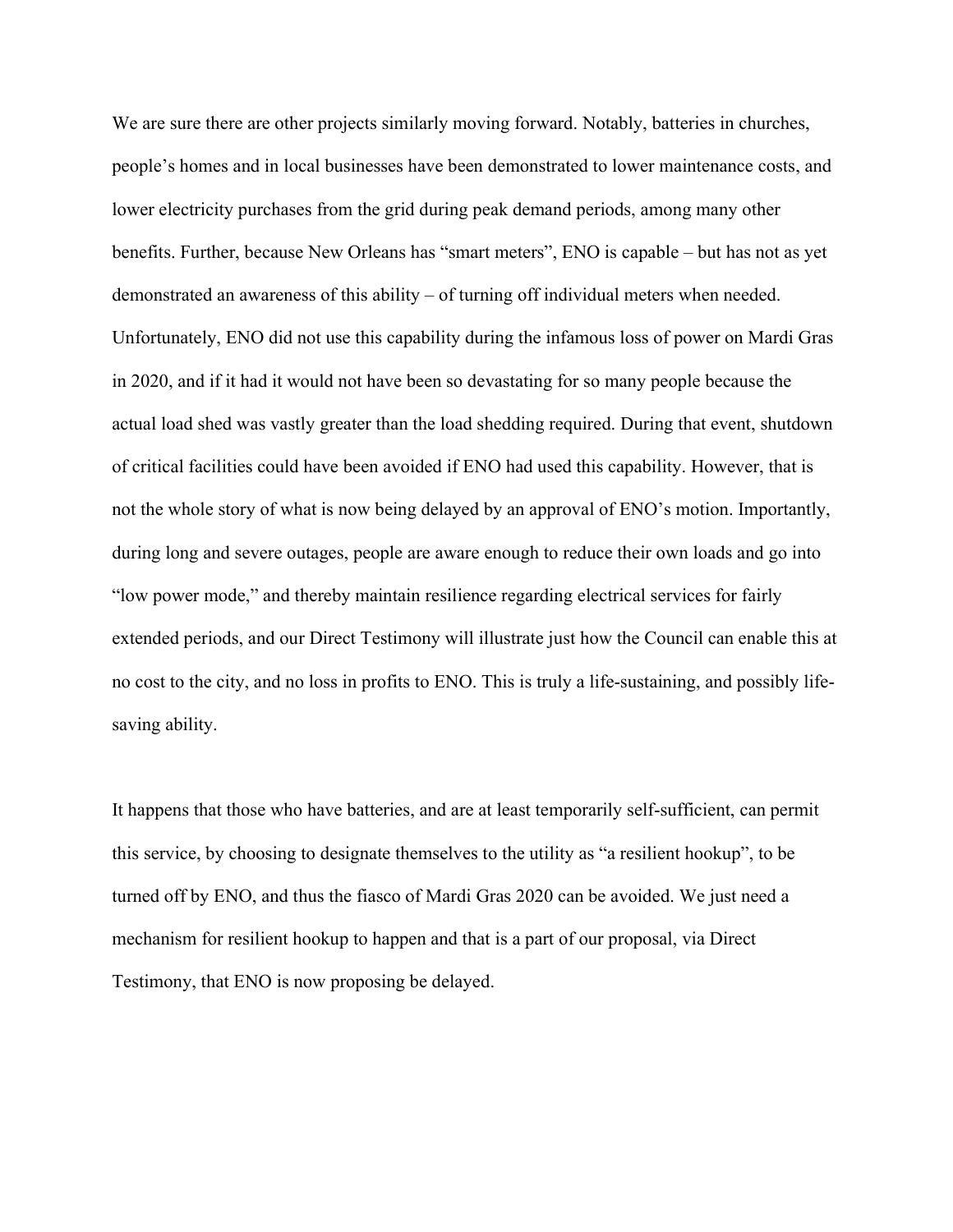We are sure there are other projects similarly moving forward. Notably, batteries in churches, people's homes and in local businesses have been demonstrated to lower maintenance costs, and lower electricity purchases from the grid during peak demand periods, among many other benefits. Further, because New Orleans has "smart meters", ENO is capable – but has not as yet demonstrated an awareness of this ability – of turning off individual meters when needed. Unfortunately, ENO did not use this capability during the infamous loss of power on Mardi Gras in 2020, and if it had it would not have been so devastating for so many people because the actual load shed was vastly greater than the load shedding required. During that event, shutdown of critical facilities could have been avoided if ENO had used this capability. However, that is not the whole story of what is now being delayed by an approval of ENO's motion. Importantly, during long and severe outages, people are aware enough to reduce their own loads and go into "low power mode," and thereby maintain resilience regarding electrical services for fairly extended periods, and our Direct Testimony will illustrate just how the Council can enable this at no cost to the city, and no loss in profits to ENO. This is truly a life-sustaining, and possibly life-saving ability.

It happens that those who have batteries, and are at least temporarily self-sufficient, can permit this service, by choosing to designate themselves to the utility as "a resilient hookup", to be turned off by ENO, and thus the fiasco of Mardi Gras 2020 can be avoided. We just need a mechanism for resilient hookup to happen and that is a part of our proposal, via Direct Testimony, that ENO is now proposing be delayed.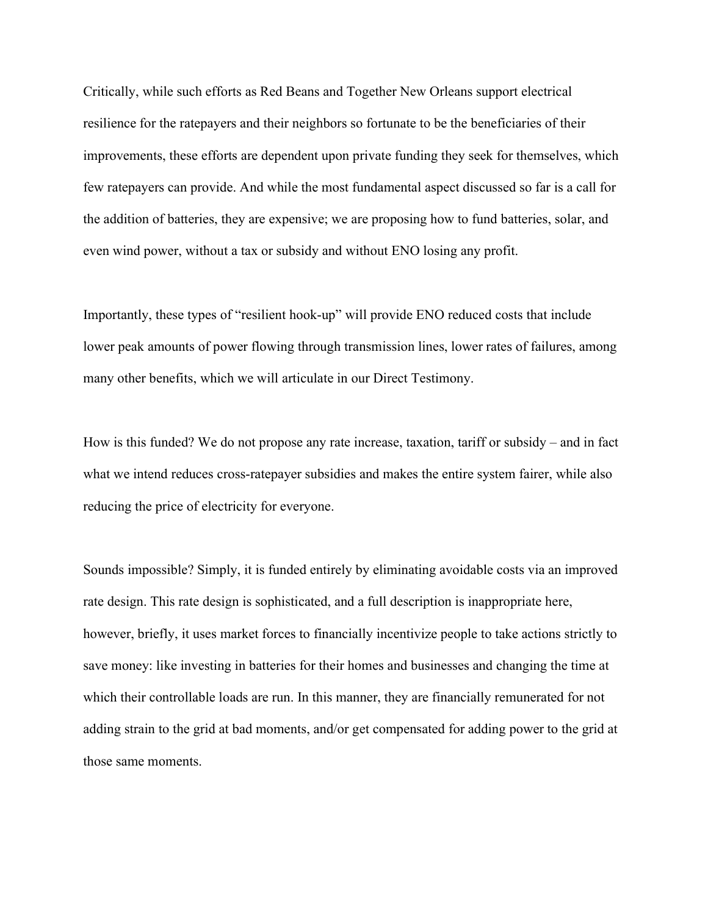Critically, while such efforts as Red Beans and Together New Orleans support electrical resilience for the ratepayers and their neighbors so fortunate to be the beneficiaries of their improvements, these efforts are dependent upon private funding they seek for themselves, which few ratepayers can provide. And while the most fundamental aspect discussed so far is a call for the addition of batteries, they are expensive; we are proposing how to fund batteries, solar, and even wind power, without a tax or subsidy and without ENO losing any profit.

Importantly, these types of "resilient hook-up" will provide ENO reduced costs that include lower peak amounts of power flowing through transmission lines, lower rates of failures, among many other benefits, which we will articulate in our Direct Testimony.

How is this funded? We do not propose any rate increase, taxation, tariff or subsidy – and in fact what we intend reduces cross-ratepayer subsidies and makes the entire system fairer, while also reducing the price of electricity for everyone.

Sounds impossible? Simply, it is funded entirely by eliminating avoidable costs via an improved rate design. This rate design is sophisticated, and a full description is inappropriate here, however, briefly, it uses market forces to financially incentivize people to take actions strictly to save money: like investing in batteries for their homes and businesses and changing the time at which their controllable loads are run. In this manner, they are financially remunerated for not adding strain to the grid at bad moments, and/or get compensated for adding power to the grid at those same moments.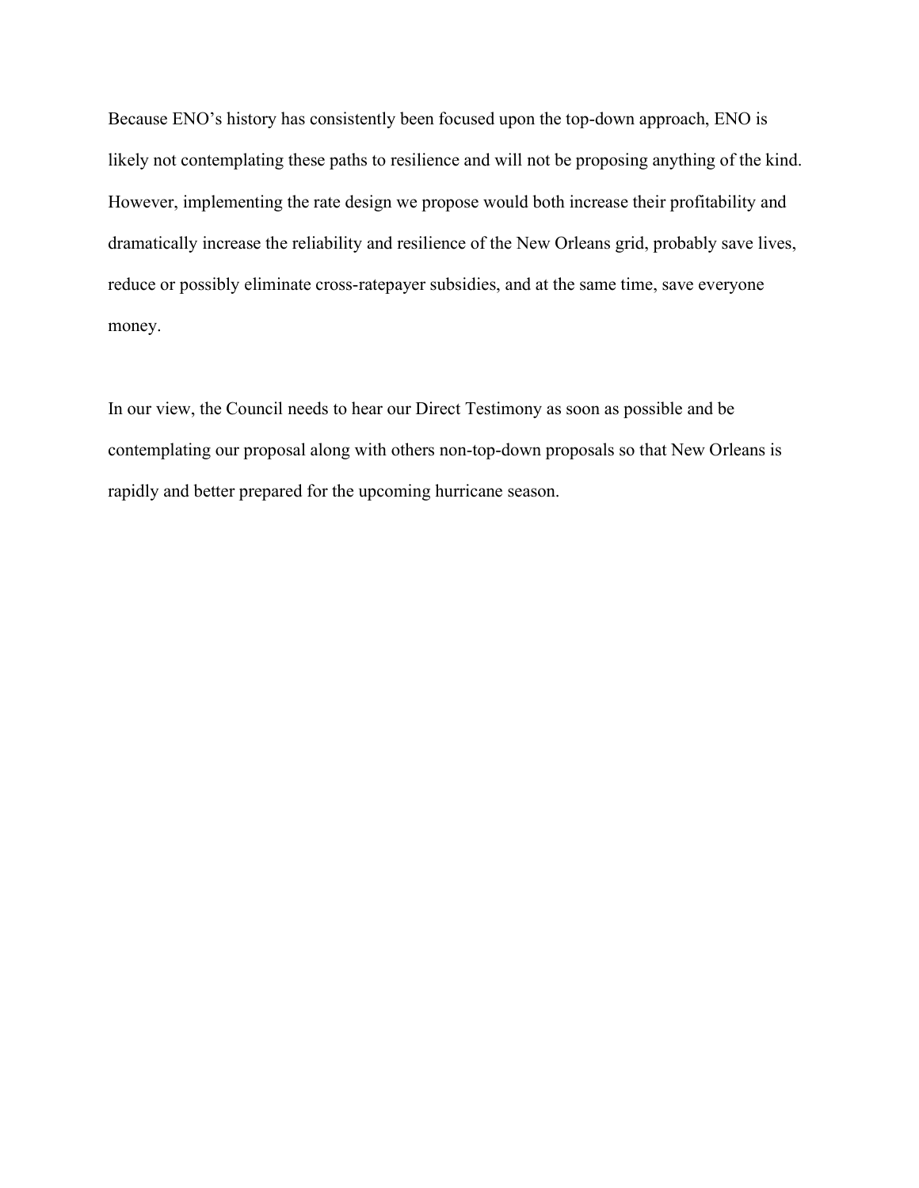Because ENO's history has consistently been focused upon the top-down approach, ENO is likely not contemplating these paths to resilience and will not be proposing anything of the kind. However, implementing the rate design we propose would both increase their profitability and dramatically increase the reliability and resilience of the New Orleans grid, probably save lives, reduce or possibly eliminate cross-ratepayer subsidies, and at the same time, save everyone money.

In our view, the Council needs to hear our Direct Testimony as soon as possible and be contemplating our proposal along with others non-top-down proposals so that New Orleans is rapidly and better prepared for the upcoming hurricane season.